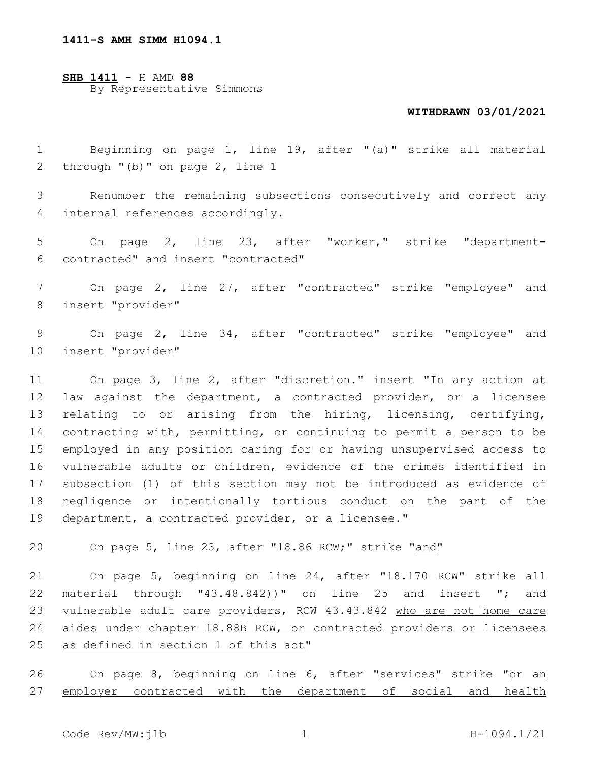**1411-S AMH SIMM H1094.1**

**SHB 1411** - H AMD **88**
By Representative Simmons

**WITHDRAWN 03/01/2021**

Beginning on page 1, line 19, after "(a)" strike all material through "(b)" on page 2, line 1

Renumber the remaining subsections consecutively and correct any internal references accordingly.

On page 2, line 23, after "worker," strike "department-contracted" and insert "contracted"

On page 2, line 27, after "contracted" strike "employee" and insert "provider"

On page 2, line 34, after "contracted" strike "employee" and insert "provider"

On page 3, line 2, after "discretion." insert "In any action at law against the department, a contracted provider, or a licensee relating to or arising from the hiring, licensing, certifying, contracting with, permitting, or continuing to permit a person to be employed in any position caring for or having unsupervised access to vulnerable adults or children, evidence of the crimes identified in subsection (1) of this section may not be introduced as evidence of negligence or intentionally tortious conduct on the part of the department, a contracted provider, or a licensee."

On page 5, line 23, after "18.86 RCW;" strike "<u>and</u>"

On page 5, beginning on line 24, after "18.170 RCW" strike all material through "~~43.48.842~~))" on line 25 and insert "; and vulnerable adult care providers, RCW 43.43.842 <u>who are not home care aides under chapter 18.88B RCW, or contracted providers or licensees as defined in section 1 of this act</u>"

On page 8, beginning on line 6, after "<u>services</u>" strike "<u>or an employer contracted with the department of social and health</u>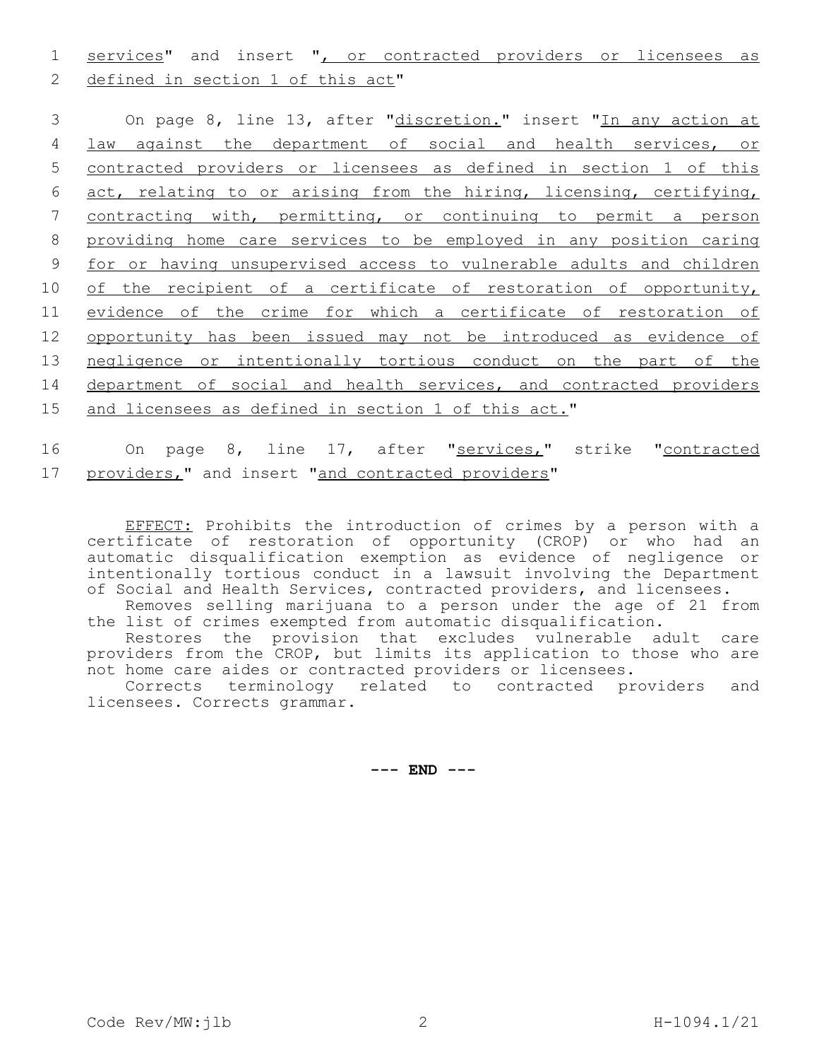services" and insert ", or contracted providers or licensees as defined in section 1 of this act"

On page 8, line 13, after "discretion." insert "In any action at law against the department of social and health services, or contracted providers or licensees as defined in section 1 of this act, relating to or arising from the hiring, licensing, certifying, contracting with, permitting, or continuing to permit a person providing home care services to be employed in any position caring for or having unsupervised access to vulnerable adults and children of the recipient of a certificate of restoration of opportunity, evidence of the crime for which a certificate of restoration of opportunity has been issued may not be introduced as evidence of negligence or intentionally tortious conduct on the part of the department of social and health services, and contracted providers and licensees as defined in section 1 of this act."

On page 8, line 17, after "services," strike "contracted providers," and insert "and contracted providers"

EFFECT: Prohibits the introduction of crimes by a person with a certificate of restoration of opportunity (CROP) or who had an automatic disqualification exemption as evidence of negligence or intentionally tortious conduct in a lawsuit involving the Department of Social and Health Services, contracted providers, and licensees.

Removes selling marijuana to a person under the age of 21 from the list of crimes exempted from automatic disqualification.

Restores the provision that excludes vulnerable adult care providers from the CROP, but limits its application to those who are not home care aides or contracted providers or licensees.

Corrects terminology related to contracted providers and licensees. Corrects grammar.

**--- END ---**